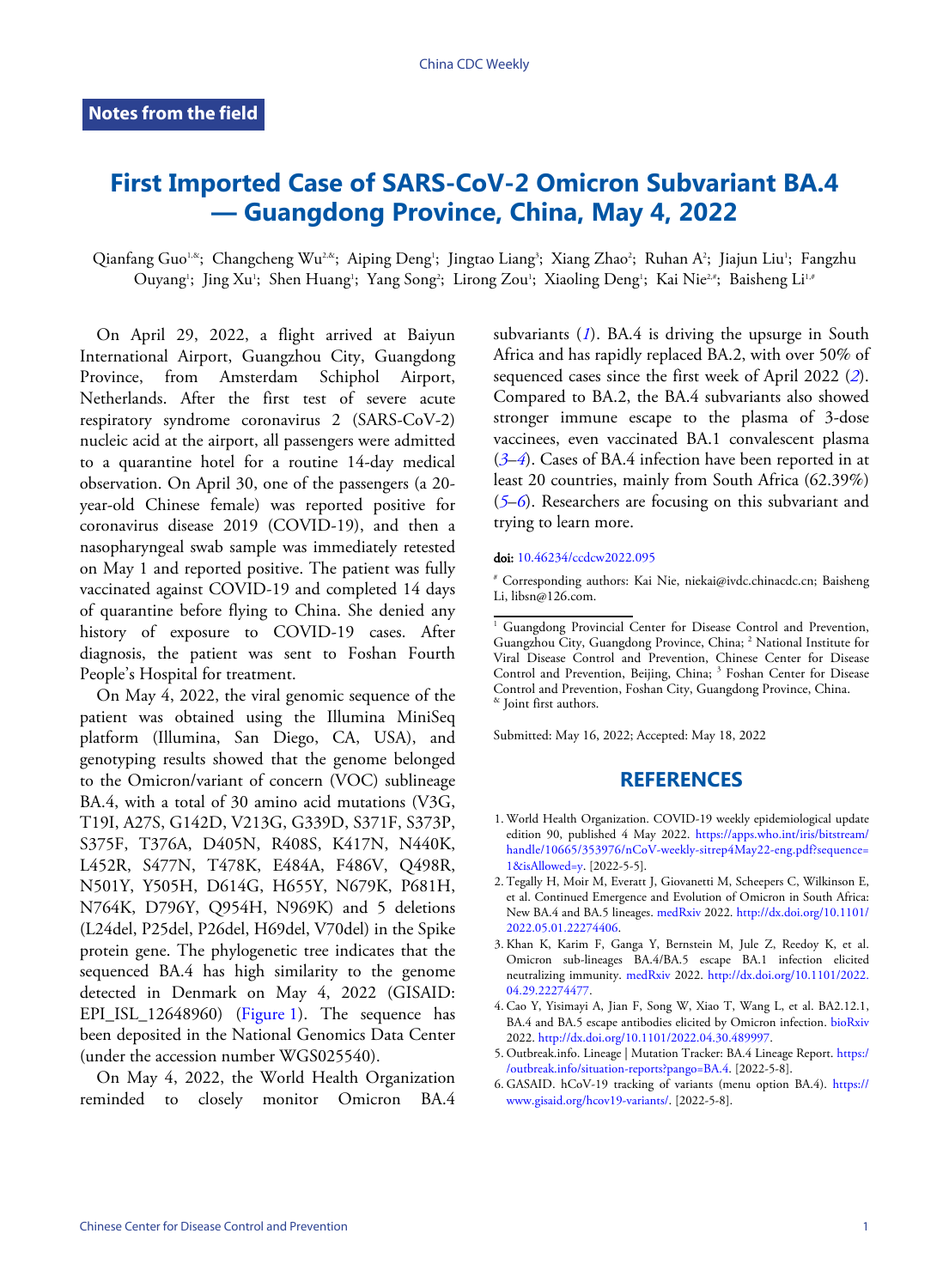**Notes from the field**

# First Imported Case of SARS-CoV-2 Omicron Subvariant BA.4 — Guangdong Province, China, May 4, 2022

Qianfang Guo[1,&]; Changcheng Wu[2,&]; Aiping Deng[1]; Jingtao Liang[3]; Xiang Zhao[2]; Ruhan A[2]; Jiajun Liu[1]; Fangzhu Ouyang[1]; Jing Xu[1]; Shen Huang[1]; Yang Song[2]; Lirong Zou[1]; Xiaoling Deng[1]; Kai Nie[2,#]; Baisheng Li[1,#]

On April 29, 2022, a flight arrived at Baiyun International Airport, Guangzhou City, Guangdong Province, from Amsterdam Schiphol Airport, Netherlands. After the first test of severe acute respiratory syndrome coronavirus 2 (SARS-CoV-2) nucleic acid at the airport, all passengers were admitted to a quarantine hotel for a routine 14-day medical observation. On April 30, one of the passengers (a 20-year-old Chinese female) was reported positive for coronavirus disease 2019 (COVID-19), and then a nasopharyngeal swab sample was immediately retested on May 1 and reported positive. The patient was fully vaccinated against COVID-19 and completed 14 days of quarantine before flying to China. She denied any history of exposure to COVID-19 cases. After diagnosis, the patient was sent to Foshan Fourth People's Hospital for treatment.

On May 4, 2022, the viral genomic sequence of the patient was obtained using the Illumina MiniSeq platform (Illumina, San Diego, CA, USA), and genotyping results showed that the genome belonged to the Omicron/variant of concern (VOC) sublineage BA.4, with a total of 30 amino acid mutations (V3G, T19I, A27S, G142D, V213G, G339D, S371F, S373P, S375F, T376A, D405N, R408S, K417N, N440K, L452R, S477N, T478K, E484A, F486V, Q498R, N501Y, Y505H, D614G, H655Y, N679K, P681H, N764K, D796Y, Q954H, N969K) and 5 deletions (L24del, P25del, P26del, H69del, V70del) in the Spike protein gene. The phylogenetic tree indicates that the sequenced BA.4 has high similarity to the genome detected in Denmark on May 4, 2022 (GISAID: EPI_ISL_12648960) (Figure 1). The sequence has been deposited in the National Genomics Data Center (under the accession number WGS025540).

On May 4, 2022, the World Health Organization reminded to closely monitor Omicron BA.4 subvariants (*1*). BA.4 is driving the upsurge in South Africa and has rapidly replaced BA.2, with over 50% of sequenced cases since the first week of April 2022 (*2*). Compared to BA.2, the BA.4 subvariants also showed stronger immune escape to the plasma of 3-dose vaccinees, even vaccinated BA.1 convalescent plasma (*3*–*4*). Cases of BA.4 infection have been reported in at least 20 countries, mainly from South Africa (62.39%) (*5*–*6*). Researchers are focusing on this subvariant and trying to learn more.

**doi:** 10.46234/ccdcw2022.095

[#] Corresponding authors: Kai Nie, niekai@ivdc.chinacdc.cn; Baisheng Li, libsn@126.com.

[1] Guangdong Provincial Center for Disease Control and Prevention, Guangzhou City, Guangdong Province, China; [2] National Institute for Viral Disease Control and Prevention, Chinese Center for Disease Control and Prevention, Beijing, China; [3] Foshan Center for Disease Control and Prevention, Foshan City, Guangdong Province, China.
[&] Joint first authors.

Submitted: May 16, 2022; Accepted: May 18, 2022

## REFERENCES

1. World Health Organization. COVID-19 weekly epidemiological update edition 90, published 4 May 2022. https://apps.who.int/iris/bitstream/handle/10665/353976/nCoV-weekly-sitrep4May22-eng.pdf?sequence=1&isAllowed=y. [2022-5-5].
2. Tegally H, Moir M, Everatt J, Giovanetti M, Scheepers C, Wilkinson E, et al. Continued Emergence and Evolution of Omicron in South Africa: New BA.4 and BA.5 lineages. medRxiv 2022. http://dx.doi.org/10.1101/2022.05.01.22274406.
3. Khan K, Karim F, Ganga Y, Bernstein M, Jule Z, Reedoy K, et al. Omicron sub-lineages BA.4/BA.5 escape BA.1 infection elicited neutralizing immunity. medRxiv 2022. http://dx.doi.org/10.1101/2022.04.29.22274477.
4. Cao Y, Yisimayi A, Jian F, Song W, Xiao T, Wang L, et al. BA2.12.1, BA.4 and BA.5 escape antibodies elicited by Omicron infection. bioRxiv 2022. http://dx.doi.org/10.1101/2022.04.30.489997.
5. Outbreak.info. Lineage | Mutation Tracker: BA.4 Lineage Report. https://outbreak.info/situation-reports?pango=BA.4. [2022-5-8].
6. GASAID. hCoV-19 tracking of variants (menu option BA.4). https://www.gisaid.org/hcov19-variants/. [2022-5-8].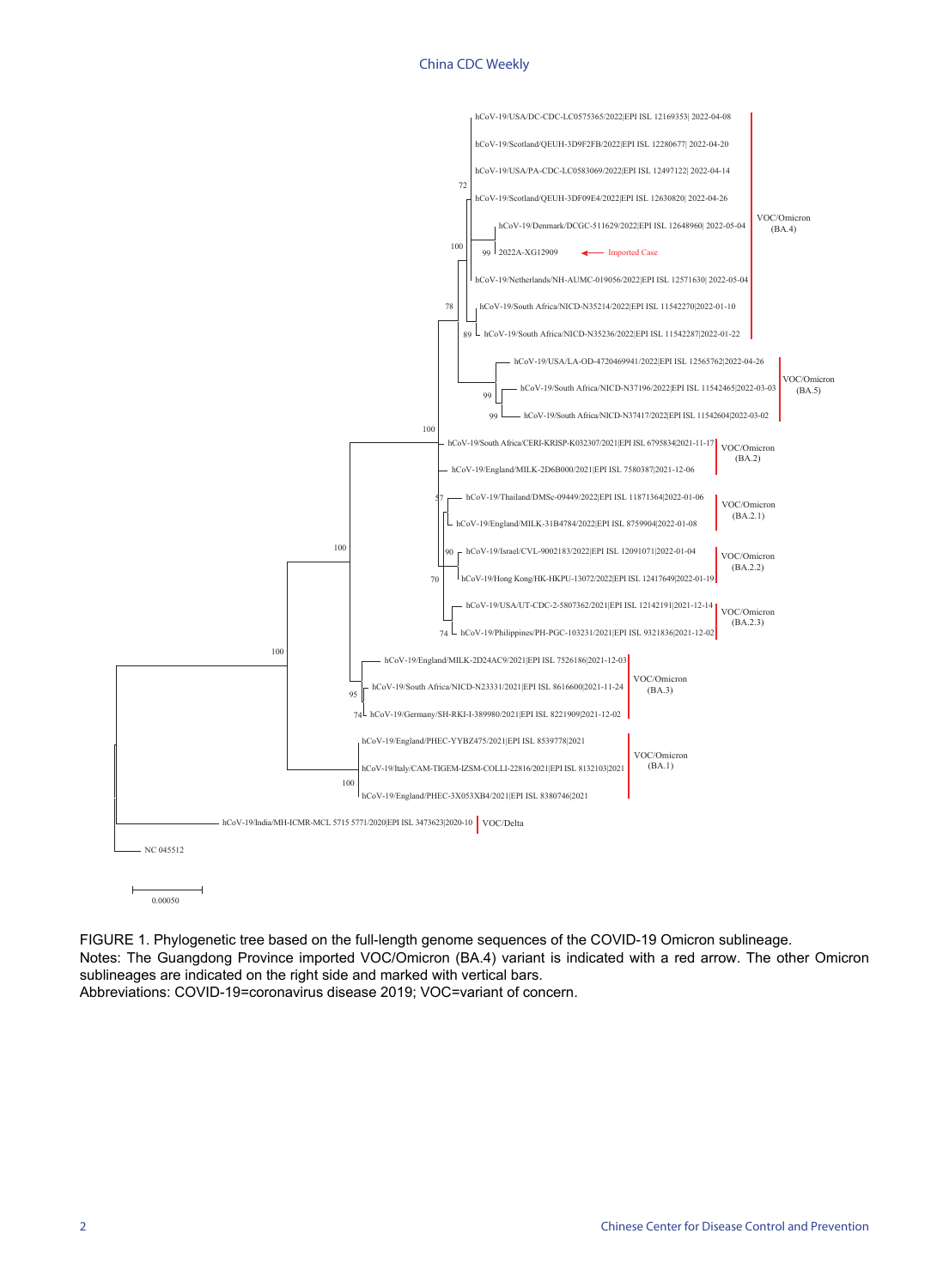hCoV-19/USA/DC-CDC-LC0575365/2022|EPI ISL 12169353| 2022-04-08

hCoV-19/Scotland/QEUH-3D9F2FB/2022|EPI ISL 12280677| 2022-04-20

hCoV-19/USA/PA-CDC-LC0583069/2022|EPI ISL 12497122| 2022-04-14

hCoV-19/Scotland/QEUH-3DF09E4/2022|EPI ISL 12630820| 2022-04-26

hCoV-19/Denmark/DCGC-511629/2022|EPI ISL 12648960| 2022-05-04

2022A-XG12909

Imported Case

hCoV-19/Netherlands/NH-AUMC-019056/2022|EPI ISL 12571630| 2022-05-04

hCoV-19/South Africa/NICD-N35214/2022|EPI ISL 11542270|2022-01-10

hCoV-19/South Africa/NICD-N35236/2022|EPI ISL 11542287|2022-01-22

VOC/Omicron (BA.4)

hCoV-19/USA/LA-OD-4720469941/2022|EPI ISL 12565762|2022-04-26

hCoV-19/South Africa/NICD-N37196/2022|EPI ISL 11542465|2022-03-03

hCoV-19/South Africa/NICD-N37417/2022|EPI ISL 11542604|2022-03-02

VOC/Omicron (BA.5)

hCoV-19/South Africa/CERI-KRISP-K032307/2021|EPI ISL 6795834|2021-11-17

hCoV-19/England/MILK-2D6B000/2021|EPI ISL 7580387|2021-12-06

VOC/Omicron (BA.2)

hCoV-19/Thailand/DMSc-09449/2022|EPI ISL 11871364|2022-01-06

hCoV-19/England/MILK-31B4784/2022|EPI ISL 8759904|2022-01-08

VOC/Omicron (BA.2.1)

hCoV-19/Israel/CVL-9002183/2022|EPI ISL 12091071|2022-01-04

hCoV-19/Hong Kong/HK-HKPU-13072/2022|EPI ISL 12417649|2022-01-19

VOC/Omicron (BA.2.2)

hCoV-19/USA/UT-CDC-2-5807362/2021|EPI ISL 12142191|2021-12-14

hCoV-19/Philippines/PH-PGC-103231/2021|EPI ISL 9321836|2021-12-02

VOC/Omicron (BA.2.3)

hCoV-19/England/MILK-2D24AC9/2021|EPI ISL 7526186|2021-12-03

hCoV-19/South Africa/NICD-N23331/2021|EPI ISL 8616600|2021-11-24

hCoV-19/Germany/SH-RKI-I-389980/2021|EPI ISL 8221909|2021-12-02

VOC/Omicron (BA.3)

hCoV-19/England/PHEC-YYBZ475/2021|EPI ISL 8539778|2021

hCoV-19/Italy/CAM-TIGEM-IZSM-COLLI-22816/2021|EPI ISL 8132103|2021

hCoV-19/England/PHEC-3X053XB4/2021|EPI ISL 8380746|2021

VOC/Omicron (BA.1)

hCoV-19/India/MH-ICMR-MCL 5715 5771/2020|EPI ISL 3473623|2020-10

VOC/Delta

NC 045512

72 100 99 78 89 99 99 100 57 90 70 74 100 95 74 100 100

0.00050

FIGURE 1. Phylogenetic tree based on the full-length genome sequences of the COVID-19 Omicron sublineage.

Notes: The Guangdong Province imported VOC/Omicron (BA.4) variant is indicated with a red arrow. The other Omicron sublineages are indicated on the right side and marked with vertical bars.

Abbreviations: COVID-19=coronavirus disease 2019; VOC=variant of concern.